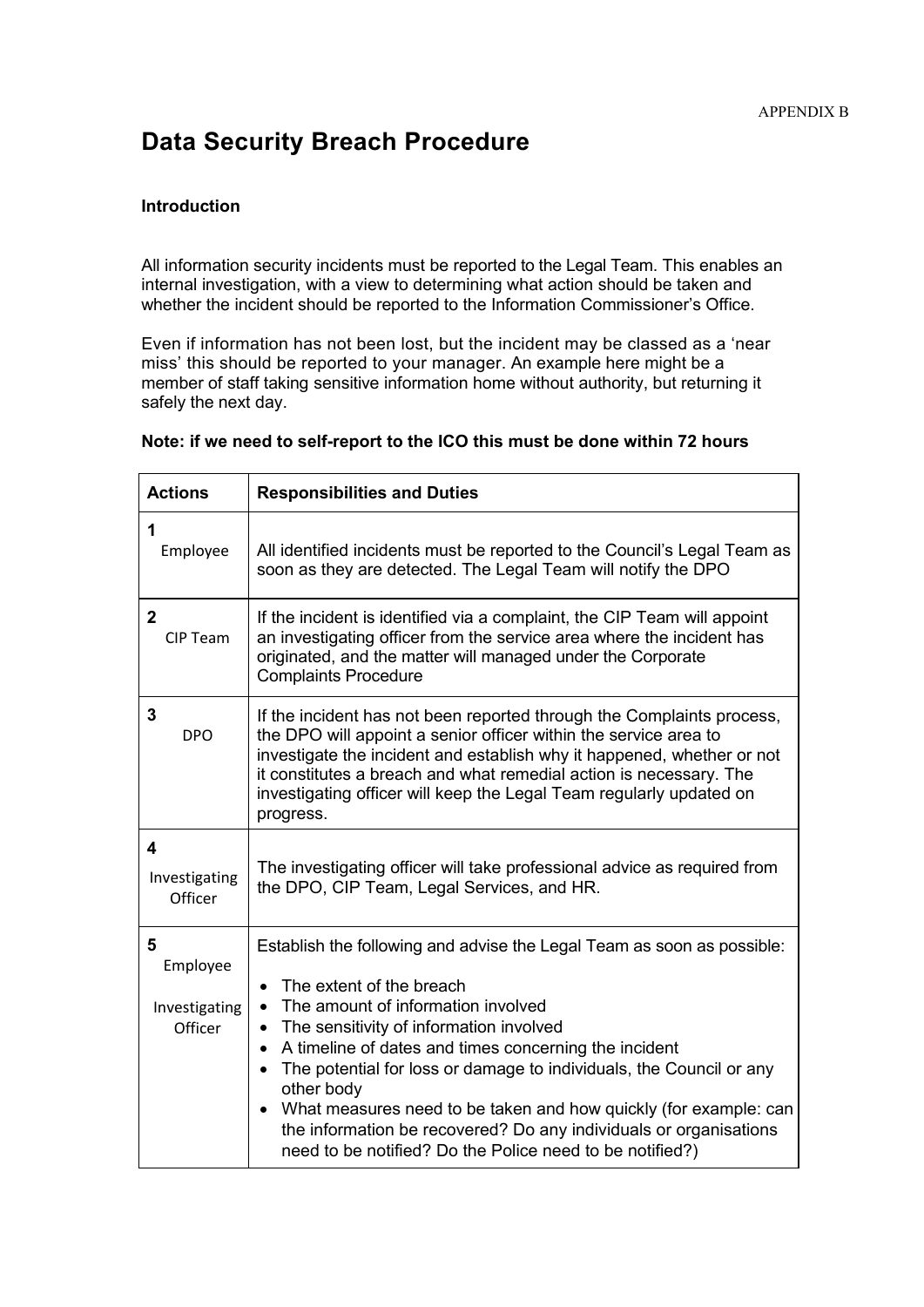APPENDIX B

# Data Security Breach Procedure

### Introduction

All information security incidents must be reported to the Legal Team. This enables an internal investigation, with a view to determining what action should be taken and whether the incident should be reported to the Information Commissioner's Office.

Even if information has not been lost, but the incident may be classed as a 'near miss' this should be reported to your manager. An example here might be a member of staff taking sensitive information home without authority, but returning it safely the next day.

**Note: if we need to self-report to the ICO this must be done within 72 hours**

| **Actions** | **Responsibilities and Duties** |
|---|---|
| **1** Employee | All identified incidents must be reported to the Council's Legal Team as soon as they are detected. The Legal Team will notify the DPO |
| **2** CIP Team | If the incident is identified via a complaint, the CIP Team will appoint an investigating officer from the service area where the incident has originated, and the matter will managed under the Corporate Complaints Procedure |
| **3** DPO | If the incident has not been reported through the Complaints process, the DPO will appoint a senior officer within the service area to investigate the incident and establish why it happened, whether or not it constitutes a breach and what remedial action is necessary. The investigating officer will keep the Legal Team regularly updated on progress. |
| **4** Investigating Officer | The investigating officer will take professional advice as required from the DPO, CIP Team, Legal Services, and HR. |
| **5** Employee<br><br>Investigating Officer | Establish the following and advise the Legal Team as soon as possible:<br><br>• The extent of the breach<br>• The amount of information involved<br>• The sensitivity of information involved<br>• A timeline of dates and times concerning the incident<br>• The potential for loss or damage to individuals, the Council or any other body<br>• What measures need to be taken and how quickly (for example: can the information be recovered? Do any individuals or organisations need to be notified? Do the Police need to be notified?) |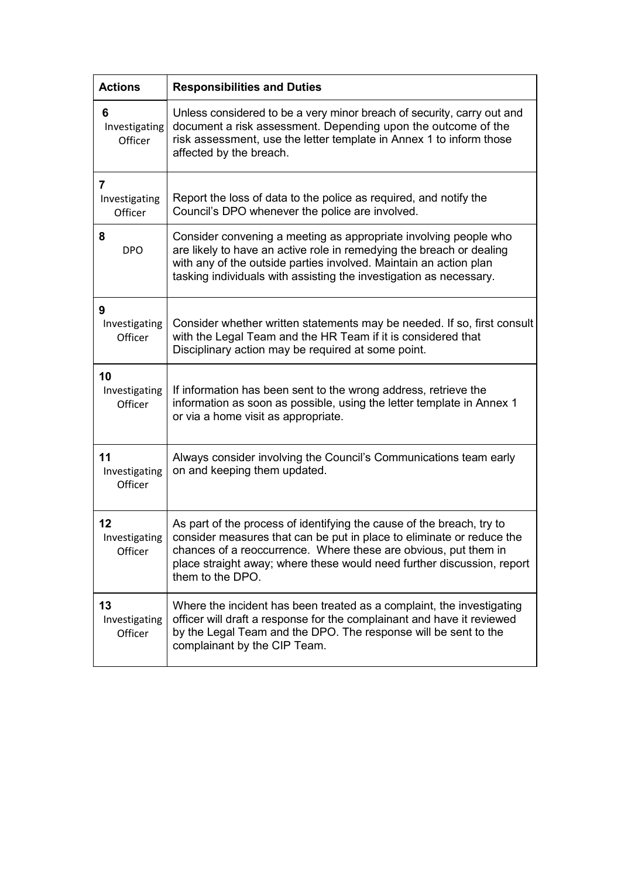| Actions | Responsibilities and Duties |
| --- | --- |
| **6** Investigating Officer | Unless considered to be a very minor breach of security, carry out and document a risk assessment. Depending upon the outcome of the risk assessment, use the letter template in Annex 1 to inform those affected by the breach. |
| **7** Investigating Officer | Report the loss of data to the police as required, and notify the Council's DPO whenever the police are involved. |
| **8** DPO | Consider convening a meeting as appropriate involving people who are likely to have an active role in remedying the breach or dealing with any of the outside parties involved. Maintain an action plan tasking individuals with assisting the investigation as necessary. |
| **9** Investigating Officer | Consider whether written statements may be needed. If so, first consult with the Legal Team and the HR Team if it is considered that Disciplinary action may be required at some point. |
| **10** Investigating Officer | If information has been sent to the wrong address, retrieve the information as soon as possible, using the letter template in Annex 1 or via a home visit as appropriate. |
| **11** Investigating Officer | Always consider involving the Council's Communications team early on and keeping them updated. |
| **12** Investigating Officer | As part of the process of identifying the cause of the breach, try to consider measures that can be put in place to eliminate or reduce the chances of a reoccurrence. Where these are obvious, put them in place straight away; where these would need further discussion, report them to the DPO. |
| **13** Investigating Officer | Where the incident has been treated as a complaint, the investigating officer will draft a response for the complainant and have it reviewed by the Legal Team and the DPO. The response will be sent to the complainant by the CIP Team. |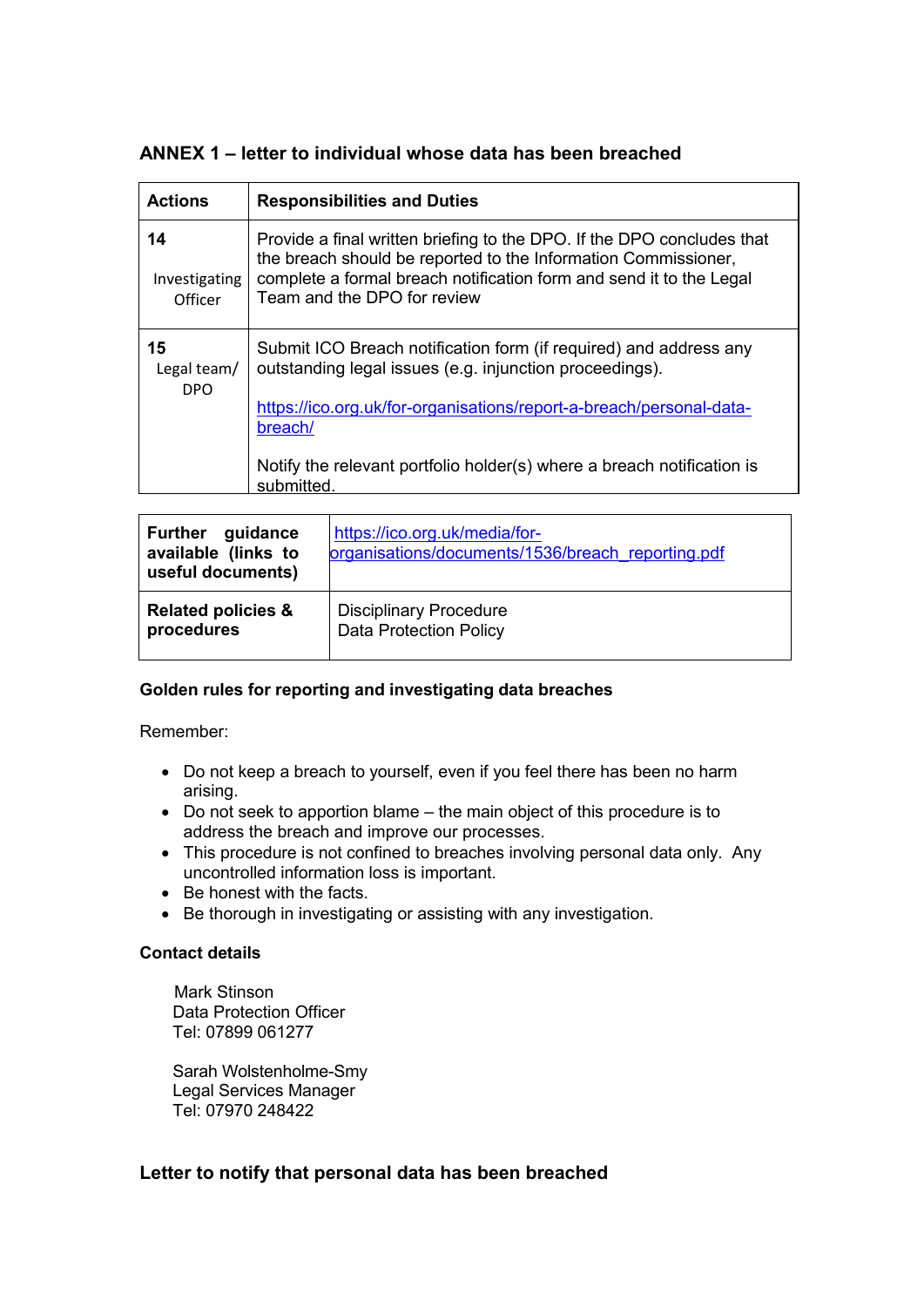## ANNEX 1 – letter to individual whose data has been breached

| Actions | Responsibilities and Duties |
|---|---|
| **14** Investigating Officer | Provide a final written briefing to the DPO. If the DPO concludes that the breach should be reported to the Information Commissioner, complete a formal breach notification form and send it to the Legal Team and the DPO for review |
| **15** Legal team/ DPO | Submit ICO Breach notification form (if required) and address any outstanding legal issues (e.g. injunction proceedings). https://ico.org.uk/for-organisations/report-a-breach/personal-data-breach/ Notify the relevant portfolio holder(s) where a breach notification is submitted. |

| **Further guidance available (links to useful documents)** | https://ico.org.uk/media/for-organisations/documents/1536/breach_reporting.pdf |
|---|---|
| **Related policies & procedures** | Disciplinary Procedure<br>Data Protection Policy |

**Golden rules for reporting and investigating data breaches**

Remember:

- Do not keep a breach to yourself, even if you feel there has been no harm arising.
- Do not seek to apportion blame – the main object of this procedure is to address the breach and improve our processes.
- This procedure is not confined to breaches involving personal data only. Any uncontrolled information loss is important.
- Be honest with the facts.
- Be thorough in investigating or assisting with any investigation.

**Contact details**

Mark Stinson
Data Protection Officer
Tel: 07899 061277

Sarah Wolstenholme-Smy
Legal Services Manager
Tel: 07970 248422

### Letter to notify that personal data has been breached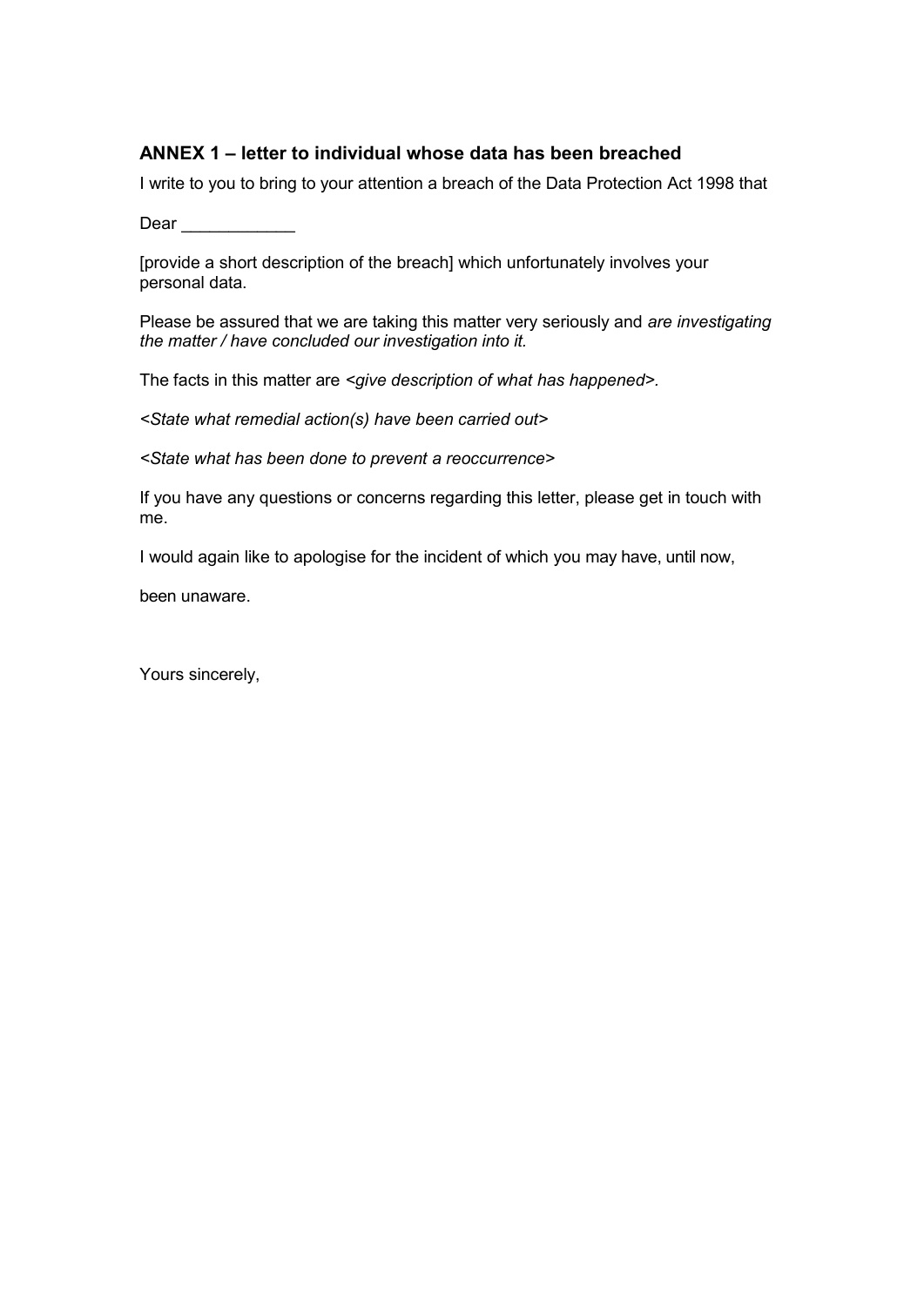### ANNEX 1 – letter to individual whose data has been breached

I write to you to bring to your attention a breach of the Data Protection Act 1998 that

Dear ____________

[provide a short description of the breach] which unfortunately involves your personal data.

Please be assured that we are taking this matter very seriously and *are investigating the matter / have concluded our investigation into it.*

The facts in this matter are *<give description of what has happened>.*

*<State what remedial action(s) have been carried out>*

*<State what has been done to prevent a reoccurrence>*

If you have any questions or concerns regarding this letter, please get in touch with me.

I would again like to apologise for the incident of which you may have, until now,

been unaware.

Yours sincerely,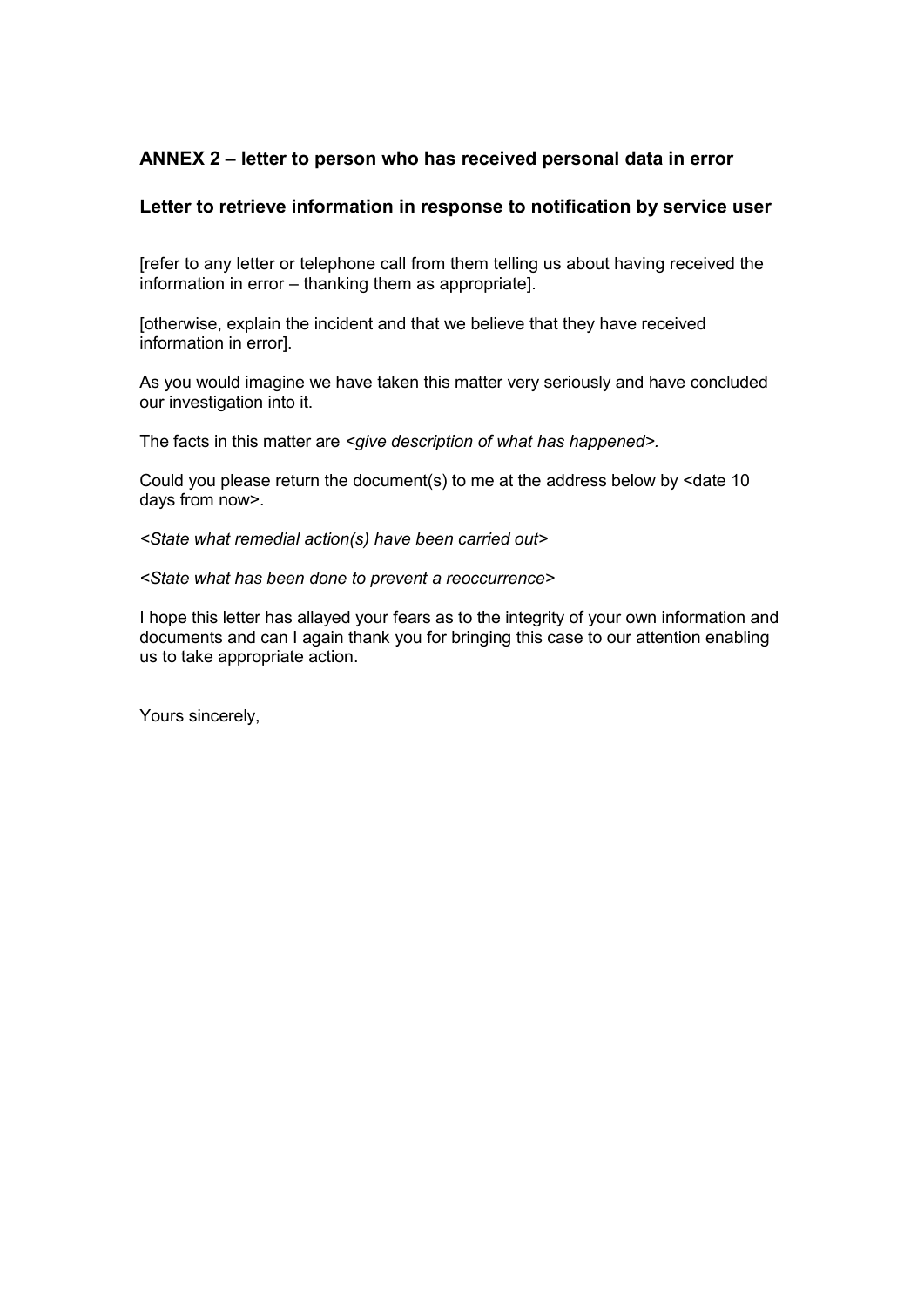## ANNEX 2 – letter to person who has received personal data in error

### Letter to retrieve information in response to notification by service user

[refer to any letter or telephone call from them telling us about having received the information in error – thanking them as appropriate].

[otherwise, explain the incident and that we believe that they have received information in error].

As you would imagine we have taken this matter very seriously and have concluded our investigation into it.

The facts in this matter are *<give description of what has happened>.*

Could you please return the document(s) to me at the address below by <date 10 days from now>.

*<State what remedial action(s) have been carried out>*

*<State what has been done to prevent a reoccurrence>*

I hope this letter has allayed your fears as to the integrity of your own information and documents and can I again thank you for bringing this case to our attention enabling us to take appropriate action.

Yours sincerely,